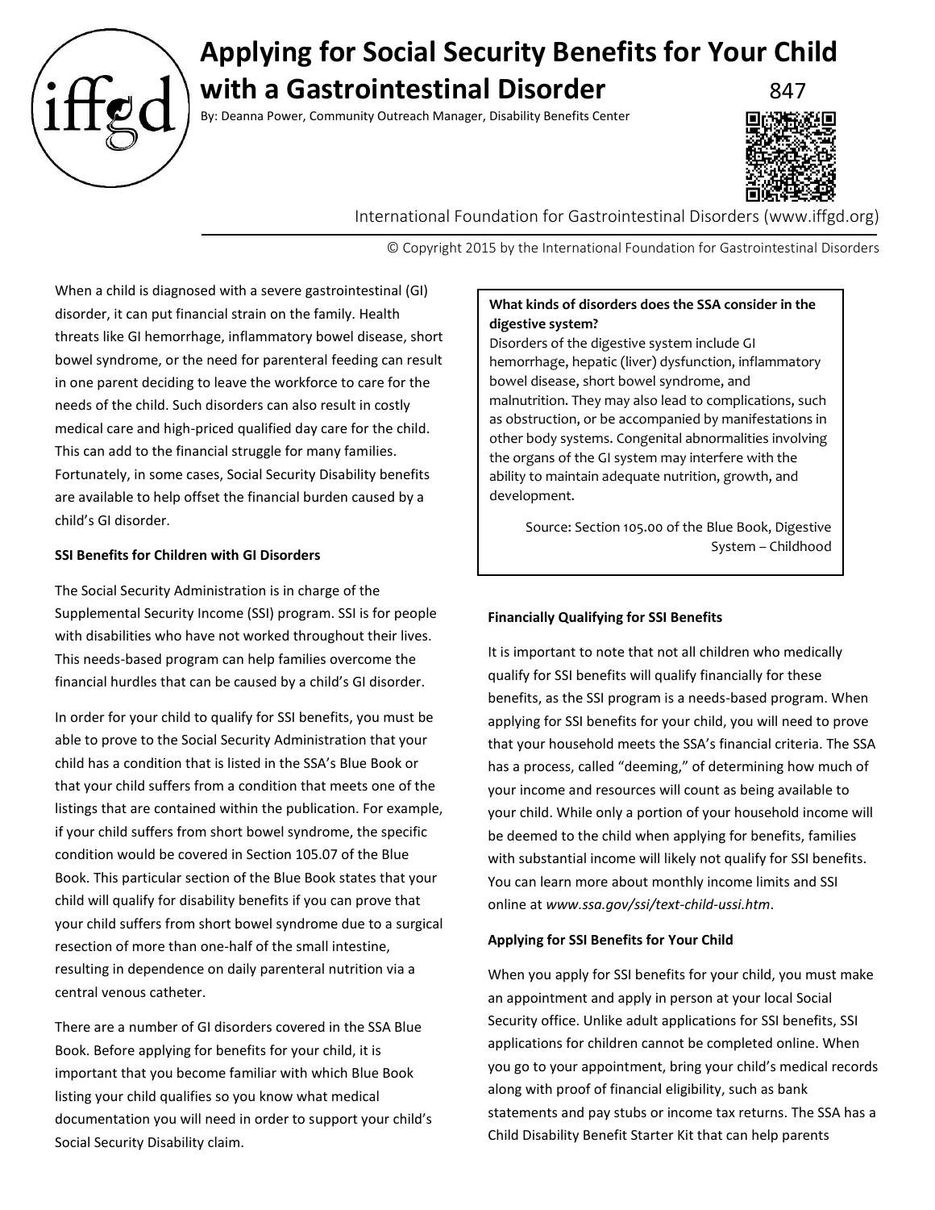# Applying for Social Security Benefits for Your Child with a Gastrointestinal Disorder

847

By: Deanna Power, Community Outreach Manager, Disability Benefits Center

International Foundation for Gastrointestinal Disorders (www.iffgd.org)

© Copyright 2015 by the International Foundation for Gastrointestinal Disorders

When a child is diagnosed with a severe gastrointestinal (GI) disorder, it can put financial strain on the family. Health threats like GI hemorrhage, inflammatory bowel disease, short bowel syndrome, or the need for parenteral feeding can result in one parent deciding to leave the workforce to care for the needs of the child. Such disorders can also result in costly medical care and high-priced qualified day care for the child. This can add to the financial struggle for many families. Fortunately, in some cases, Social Security Disability benefits are available to help offset the financial burden caused by a child's GI disorder.

**SSI Benefits for Children with GI Disorders**

The Social Security Administration is in charge of the Supplemental Security Income (SSI) program. SSI is for people with disabilities who have not worked throughout their lives. This needs-based program can help families overcome the financial hurdles that can be caused by a child's GI disorder.

In order for your child to qualify for SSI benefits, you must be able to prove to the Social Security Administration that your child has a condition that is listed in the SSA's Blue Book or that your child suffers from a condition that meets one of the listings that are contained within the publication. For example, if your child suffers from short bowel syndrome, the specific condition would be covered in Section 105.07 of the Blue Book. This particular section of the Blue Book states that your child will qualify for disability benefits if you can prove that your child suffers from short bowel syndrome due to a surgical resection of more than one-half of the small intestine, resulting in dependence on daily parenteral nutrition via a central venous catheter.

There are a number of GI disorders covered in the SSA Blue Book. Before applying for benefits for your child, it is important that you become familiar with which Blue Book listing your child qualifies so you know what medical documentation you will need in order to support your child's Social Security Disability claim.

> **What kinds of disorders does the SSA consider in the digestive system?**
> Disorders of the digestive system include GI hemorrhage, hepatic (liver) dysfunction, inflammatory bowel disease, short bowel syndrome, and malnutrition. They may also lead to complications, such as obstruction, or be accompanied by manifestations in other body systems. Congenital abnormalities involving the organs of the GI system may interfere with the ability to maintain adequate nutrition, growth, and development.
>
> Source: Section 105.00 of the Blue Book, Digestive System – Childhood

**Financially Qualifying for SSI Benefits**

It is important to note that not all children who medically qualify for SSI benefits will qualify financially for these benefits, as the SSI program is a needs-based program. When applying for SSI benefits for your child, you will need to prove that your household meets the SSA's financial criteria. The SSA has a process, called "deeming," of determining how much of your income and resources will count as being available to your child. While only a portion of your household income will be deemed to the child when applying for benefits, families with substantial income will likely not qualify for SSI benefits. You can learn more about monthly income limits and SSI online at *www.ssa.gov/ssi/text-child-ussi.htm*.

**Applying for SSI Benefits for Your Child**

When you apply for SSI benefits for your child, you must make an appointment and apply in person at your local Social Security office. Unlike adult applications for SSI benefits, SSI applications for children cannot be completed online. When you go to your appointment, bring your child's medical records along with proof of financial eligibility, such as bank statements and pay stubs or income tax returns. The SSA has a Child Disability Benefit Starter Kit that can help parents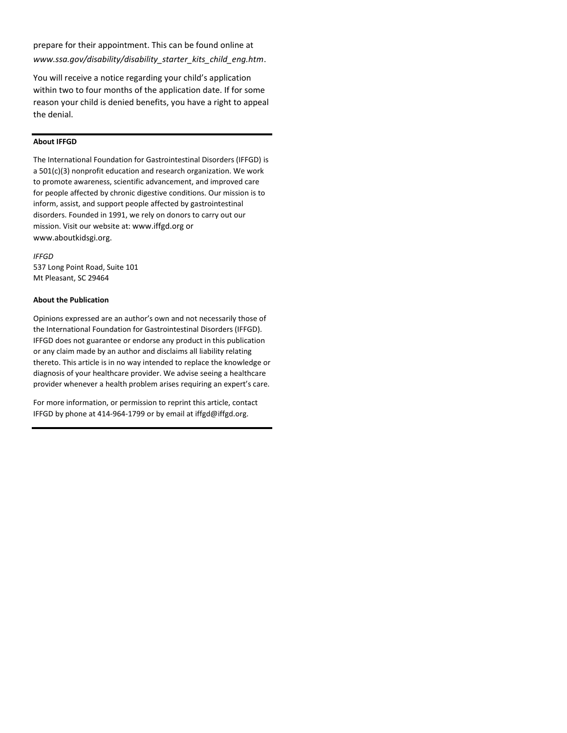prepare for their appointment. This can be found online at *www.ssa.gov/disability/disability_starter_kits_child_eng.htm*.

You will receive a notice regarding your child's application within two to four months of the application date. If for some reason your child is denied benefits, you have a right to appeal the denial.

---

**About IFFGD**

The International Foundation for Gastrointestinal Disorders (IFFGD) is a 501(c)(3) nonprofit education and research organization. We work to promote awareness, scientific advancement, and improved care for people affected by chronic digestive conditions. Our mission is to inform, assist, and support people affected by gastrointestinal disorders. Founded in 1991, we rely on donors to carry out our mission. Visit our website at: www.iffgd.org or www.aboutkidsgi.org.

*IFFGD*
537 Long Point Road, Suite 101
Mt Pleasant, SC 29464

**About the Publication**

Opinions expressed are an author's own and not necessarily those of the International Foundation for Gastrointestinal Disorders (IFFGD). IFFGD does not guarantee or endorse any product in this publication or any claim made by an author and disclaims all liability relating thereto. This article is in no way intended to replace the knowledge or diagnosis of your healthcare provider. We advise seeing a healthcare provider whenever a health problem arises requiring an expert's care.

For more information, or permission to reprint this article, contact IFFGD by phone at 414-964-1799 or by email at iffgd@iffgd.org.

---